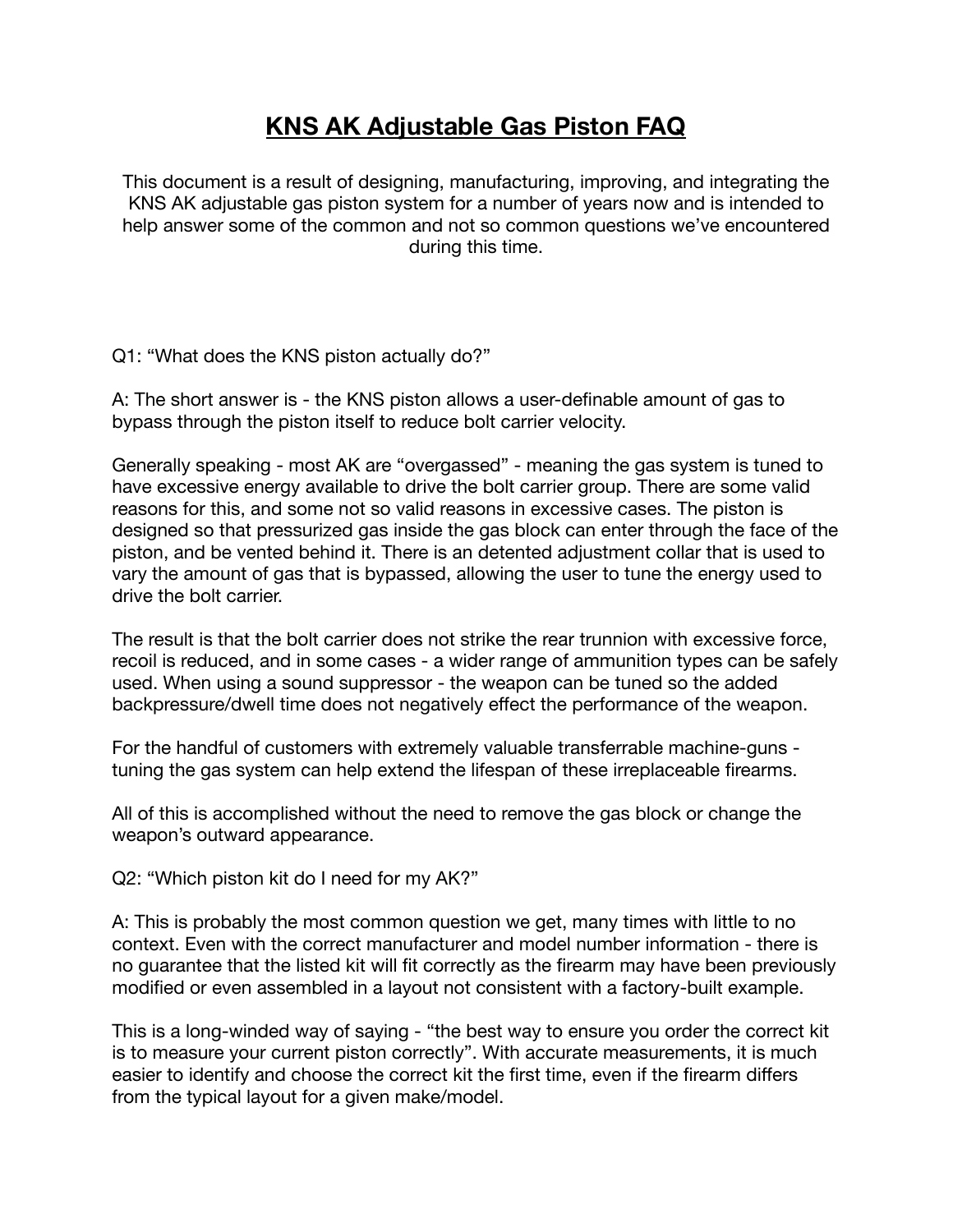# KNS AK Adjustable Gas Piston FAQ

This document is a result of designing, manufacturing, improving, and integrating the KNS AK adjustable gas piston system for a number of years now and is intended to help answer some of the common and not so common questions we've encountered during this time.

Q1: "What does the KNS piston actually do?"

A: The short answer is - the KNS piston allows a user-definable amount of gas to bypass through the piston itself to reduce bolt carrier velocity.

Generally speaking - most AK are "overgassed" - meaning the gas system is tuned to have excessive energy available to drive the bolt carrier group. There are some valid reasons for this, and some not so valid reasons in excessive cases. The piston is designed so that pressurized gas inside the gas block can enter through the face of the piston, and be vented behind it. There is an detented adjustment collar that is used to vary the amount of gas that is bypassed, allowing the user to tune the energy used to drive the bolt carrier.

The result is that the bolt carrier does not strike the rear trunnion with excessive force, recoil is reduced, and in some cases - a wider range of ammunition types can be safely used. When using a sound suppressor - the weapon can be tuned so the added backpressure/dwell time does not negatively effect the performance of the weapon.

For the handful of customers with extremely valuable transferrable machine-guns - tuning the gas system can help extend the lifespan of these irreplaceable firearms.

All of this is accomplished without the need to remove the gas block or change the weapon's outward appearance.

Q2: "Which piston kit do I need for my AK?"

A: This is probably the most common question we get, many times with little to no context. Even with the correct manufacturer and model number information - there is no guarantee that the listed kit will fit correctly as the firearm may have been previously modified or even assembled in a layout not consistent with a factory-built example.

This is a long-winded way of saying - "the best way to ensure you order the correct kit is to measure your current piston correctly". With accurate measurements, it is much easier to identify and choose the correct kit the first time, even if the firearm differs from the typical layout for a given make/model.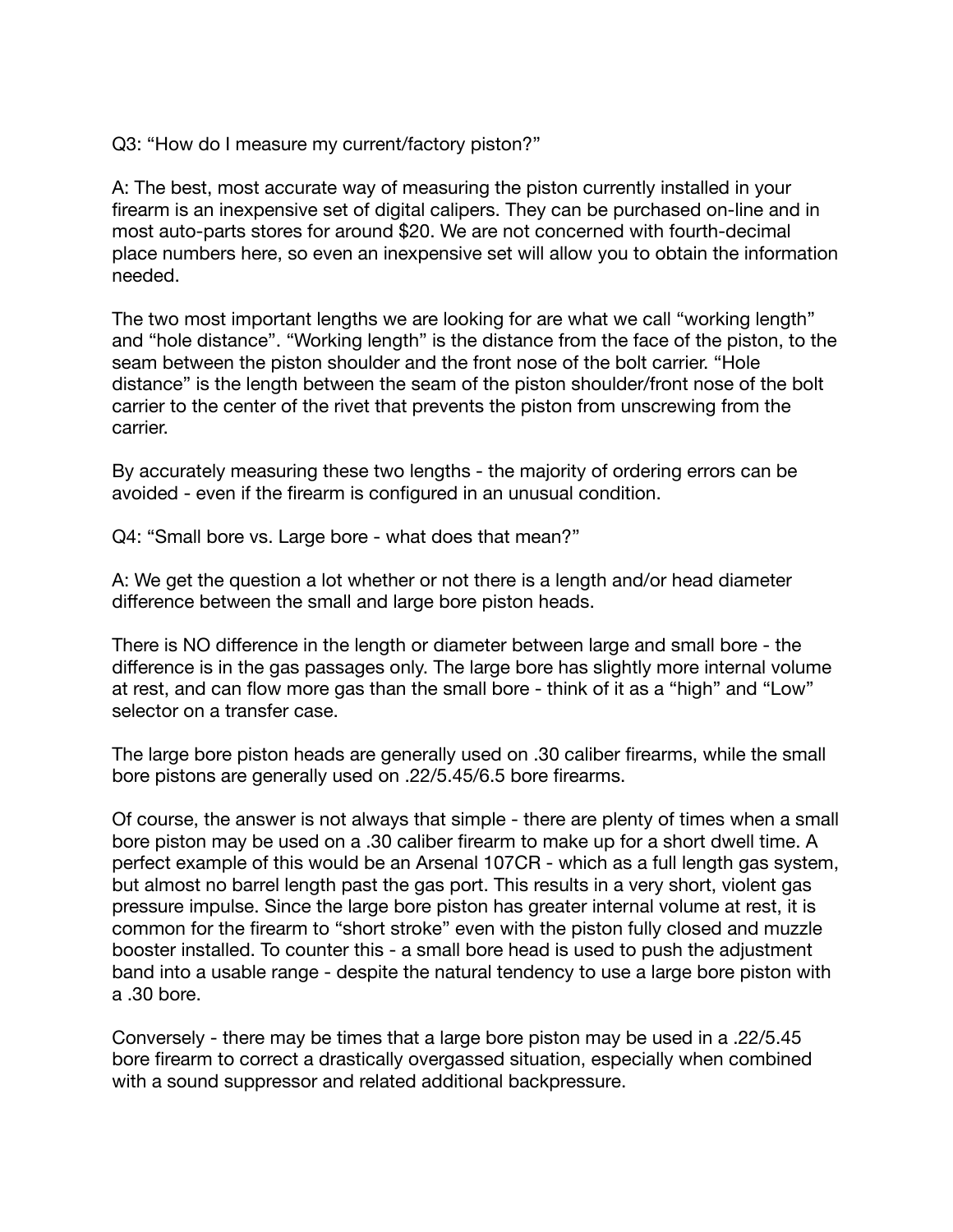Q3: “How do I measure my current/factory piston?”

A: The best, most accurate way of measuring the piston currently installed in your firearm is an inexpensive set of digital calipers. They can be purchased on-line and in most auto-parts stores for around $20. We are not concerned with fourth-decimal place numbers here, so even an inexpensive set will allow you to obtain the information needed.

The two most important lengths we are looking for are what we call “working length” and “hole distance”. “Working length” is the distance from the face of the piston, to the seam between the piston shoulder and the front nose of the bolt carrier. “Hole distance” is the length between the seam of the piston shoulder/front nose of the bolt carrier to the center of the rivet that prevents the piston from unscrewing from the carrier.

By accurately measuring these two lengths - the majority of ordering errors can be avoided - even if the firearm is configured in an unusual condition.

Q4: “Small bore vs. Large bore - what does that mean?”

A: We get the question a lot whether or not there is a length and/or head diameter difference between the small and large bore piston heads.

There is NO difference in the length or diameter between large and small bore - the difference is in the gas passages only. The large bore has slightly more internal volume at rest, and can flow more gas than the small bore - think of it as a “high” and “Low” selector on a transfer case.

The large bore piston heads are generally used on .30 caliber firearms, while the small bore pistons are generally used on .22/5.45/6.5 bore firearms.

Of course, the answer is not always that simple - there are plenty of times when a small bore piston may be used on a .30 caliber firearm to make up for a short dwell time. A perfect example of this would be an Arsenal 107CR - which as a full length gas system, but almost no barrel length past the gas port. This results in a very short, violent gas pressure impulse. Since the large bore piston has greater internal volume at rest, it is common for the firearm to “short stroke” even with the piston fully closed and muzzle booster installed. To counter this - a small bore head is used to push the adjustment band into a usable range - despite the natural tendency to use a large bore piston with a .30 bore.

Conversely - there may be times that a large bore piston may be used in a .22/5.45 bore firearm to correct a drastically overgassed situation, especially when combined with a sound suppressor and related additional backpressure.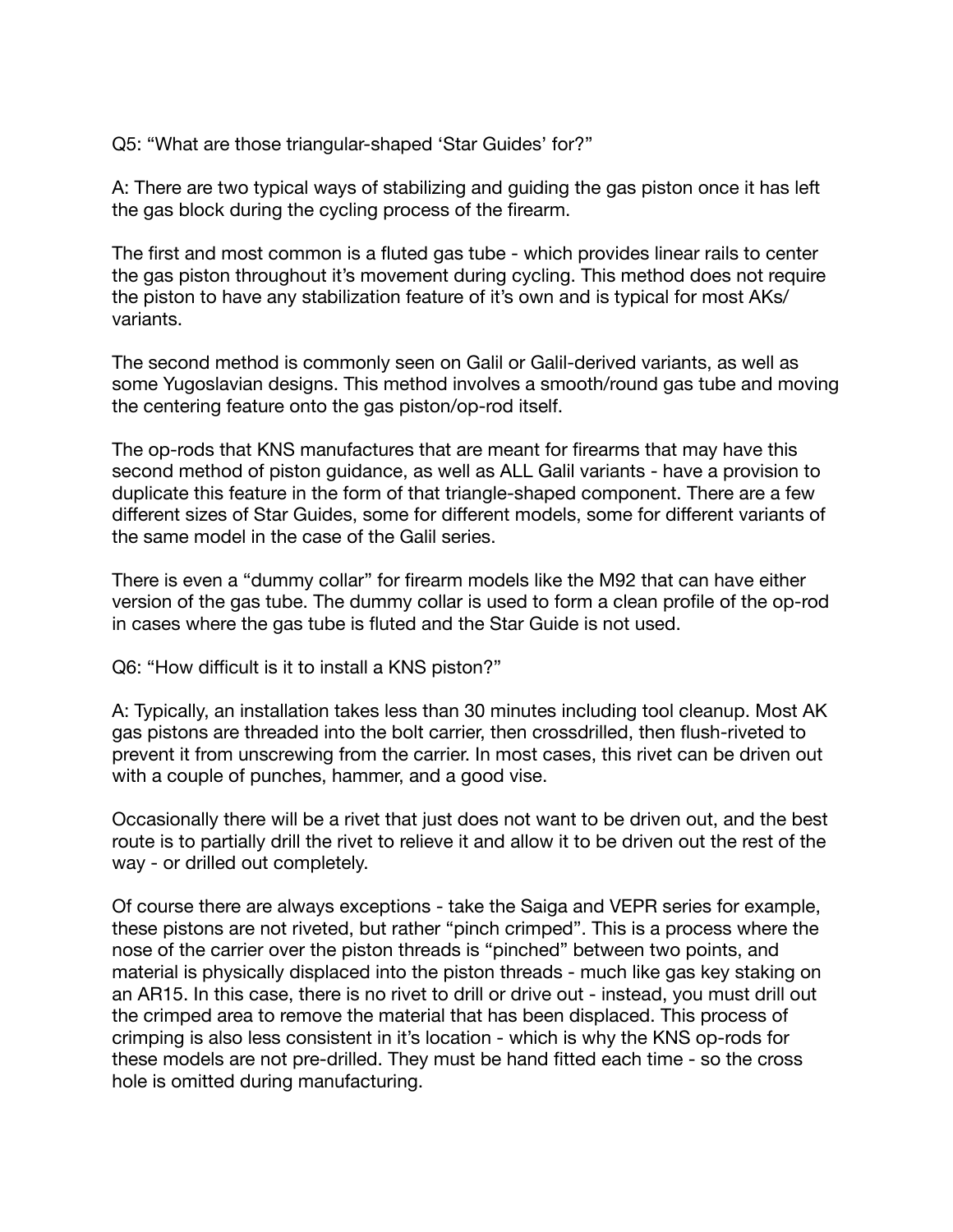Q5: “What are those triangular-shaped ‘Star Guides’ for?”

A: There are two typical ways of stabilizing and guiding the gas piston once it has left the gas block during the cycling process of the firearm.

The first and most common is a fluted gas tube - which provides linear rails to center the gas piston throughout it’s movement during cycling. This method does not require the piston to have any stabilization feature of it’s own and is typical for most AKs/variants.

The second method is commonly seen on Galil or Galil-derived variants, as well as some Yugoslavian designs. This method involves a smooth/round gas tube and moving the centering feature onto the gas piston/op-rod itself.

The op-rods that KNS manufactures that are meant for firearms that may have this second method of piston guidance, as well as ALL Galil variants - have a provision to duplicate this feature in the form of that triangle-shaped component. There are a few different sizes of Star Guides, some for different models, some for different variants of the same model in the case of the Galil series.

There is even a “dummy collar” for firearm models like the M92 that can have either version of the gas tube. The dummy collar is used to form a clean profile of the op-rod in cases where the gas tube is fluted and the Star Guide is not used.

Q6: “How difficult is it to install a KNS piston?”

A: Typically, an installation takes less than 30 minutes including tool cleanup. Most AK gas pistons are threaded into the bolt carrier, then crossdrilled, then flush-riveted to prevent it from unscrewing from the carrier. In most cases, this rivet can be driven out with a couple of punches, hammer, and a good vise.

Occasionally there will be a rivet that just does not want to be driven out, and the best route is to partially drill the rivet to relieve it and allow it to be driven out the rest of the way - or drilled out completely.

Of course there are always exceptions - take the Saiga and VEPR series for example, these pistons are not riveted, but rather “pinch crimped”. This is a process where the nose of the carrier over the piston threads is “pinched” between two points, and material is physically displaced into the piston threads - much like gas key staking on an AR15. In this case, there is no rivet to drill or drive out - instead, you must drill out the crimped area to remove the material that has been displaced. This process of crimping is also less consistent in it’s location - which is why the KNS op-rods for these models are not pre-drilled. They must be hand fitted each time - so the cross hole is omitted during manufacturing.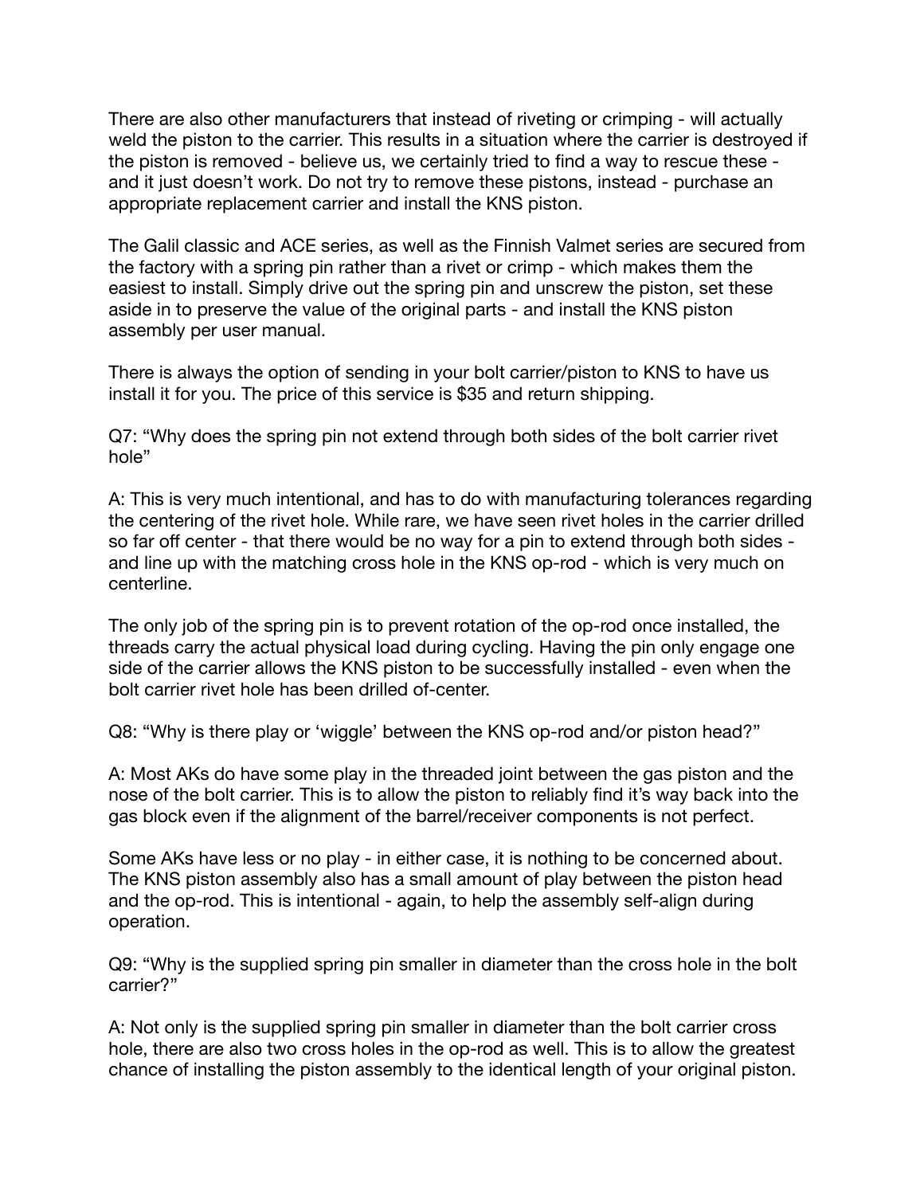There are also other manufacturers that instead of riveting or crimping - will actually weld the piston to the carrier. This results in a situation where the carrier is destroyed if the piston is removed - believe us, we certainly tried to find a way to rescue these - and it just doesn't work. Do not try to remove these pistons, instead - purchase an appropriate replacement carrier and install the KNS piston.

The Galil classic and ACE series, as well as the Finnish Valmet series are secured from the factory with a spring pin rather than a rivet or crimp - which makes them the easiest to install. Simply drive out the spring pin and unscrew the piston, set these aside in to preserve the value of the original parts - and install the KNS piston assembly per user manual.

There is always the option of sending in your bolt carrier/piston to KNS to have us install it for you. The price of this service is $35 and return shipping.

Q7: "Why does the spring pin not extend through both sides of the bolt carrier rivet hole"

A: This is very much intentional, and has to do with manufacturing tolerances regarding the centering of the rivet hole. While rare, we have seen rivet holes in the carrier drilled so far off center - that there would be no way for a pin to extend through both sides - and line up with the matching cross hole in the KNS op-rod - which is very much on centerline.

The only job of the spring pin is to prevent rotation of the op-rod once installed, the threads carry the actual physical load during cycling. Having the pin only engage one side of the carrier allows the KNS piston to be successfully installed - even when the bolt carrier rivet hole has been drilled of-center.

Q8: "Why is there play or 'wiggle' between the KNS op-rod and/or piston head?"

A: Most AKs do have some play in the threaded joint between the gas piston and the nose of the bolt carrier. This is to allow the piston to reliably find it's way back into the gas block even if the alignment of the barrel/receiver components is not perfect.

Some AKs have less or no play - in either case, it is nothing to be concerned about. The KNS piston assembly also has a small amount of play between the piston head and the op-rod. This is intentional - again, to help the assembly self-align during operation.

Q9: "Why is the supplied spring pin smaller in diameter than the cross hole in the bolt carrier?"

A: Not only is the supplied spring pin smaller in diameter than the bolt carrier cross hole, there are also two cross holes in the op-rod as well. This is to allow the greatest chance of installing the piston assembly to the identical length of your original piston.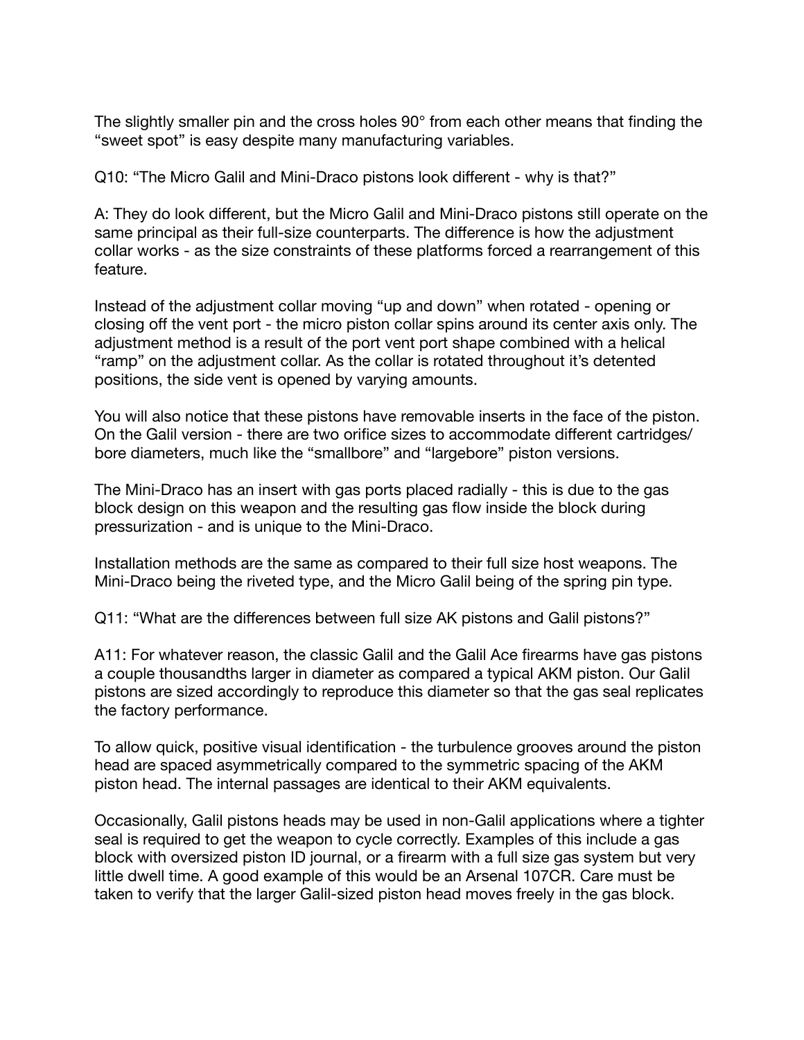The slightly smaller pin and the cross holes 90° from each other means that finding the "sweet spot" is easy despite many manufacturing variables.

Q10: "The Micro Galil and Mini-Draco pistons look different - why is that?"

A: They do look different, but the Micro Galil and Mini-Draco pistons still operate on the same principal as their full-size counterparts. The difference is how the adjustment collar works - as the size constraints of these platforms forced a rearrangement of this feature.

Instead of the adjustment collar moving "up and down" when rotated - opening or closing off the vent port - the micro piston collar spins around its center axis only. The adjustment method is a result of the port vent port shape combined with a helical "ramp" on the adjustment collar. As the collar is rotated throughout it's detented positions, the side vent is opened by varying amounts.

You will also notice that these pistons have removable inserts in the face of the piston. On the Galil version - there are two orifice sizes to accommodate different cartridges/ bore diameters, much like the "smallbore" and "largebore" piston versions.

The Mini-Draco has an insert with gas ports placed radially - this is due to the gas block design on this weapon and the resulting gas flow inside the block during pressurization - and is unique to the Mini-Draco.

Installation methods are the same as compared to their full size host weapons. The Mini-Draco being the riveted type, and the Micro Galil being of the spring pin type.

Q11: "What are the differences between full size AK pistons and Galil pistons?"

A11: For whatever reason, the classic Galil and the Galil Ace firearms have gas pistons a couple thousandths larger in diameter as compared a typical AKM piston. Our Galil pistons are sized accordingly to reproduce this diameter so that the gas seal replicates the factory performance.

To allow quick, positive visual identification - the turbulence grooves around the piston head are spaced asymmetrically compared to the symmetric spacing of the AKM piston head. The internal passages are identical to their AKM equivalents.

Occasionally, Galil pistons heads may be used in non-Galil applications where a tighter seal is required to get the weapon to cycle correctly. Examples of this include a gas block with oversized piston ID journal, or a firearm with a full size gas system but very little dwell time. A good example of this would be an Arsenal 107CR. Care must be taken to verify that the larger Galil-sized piston head moves freely in the gas block.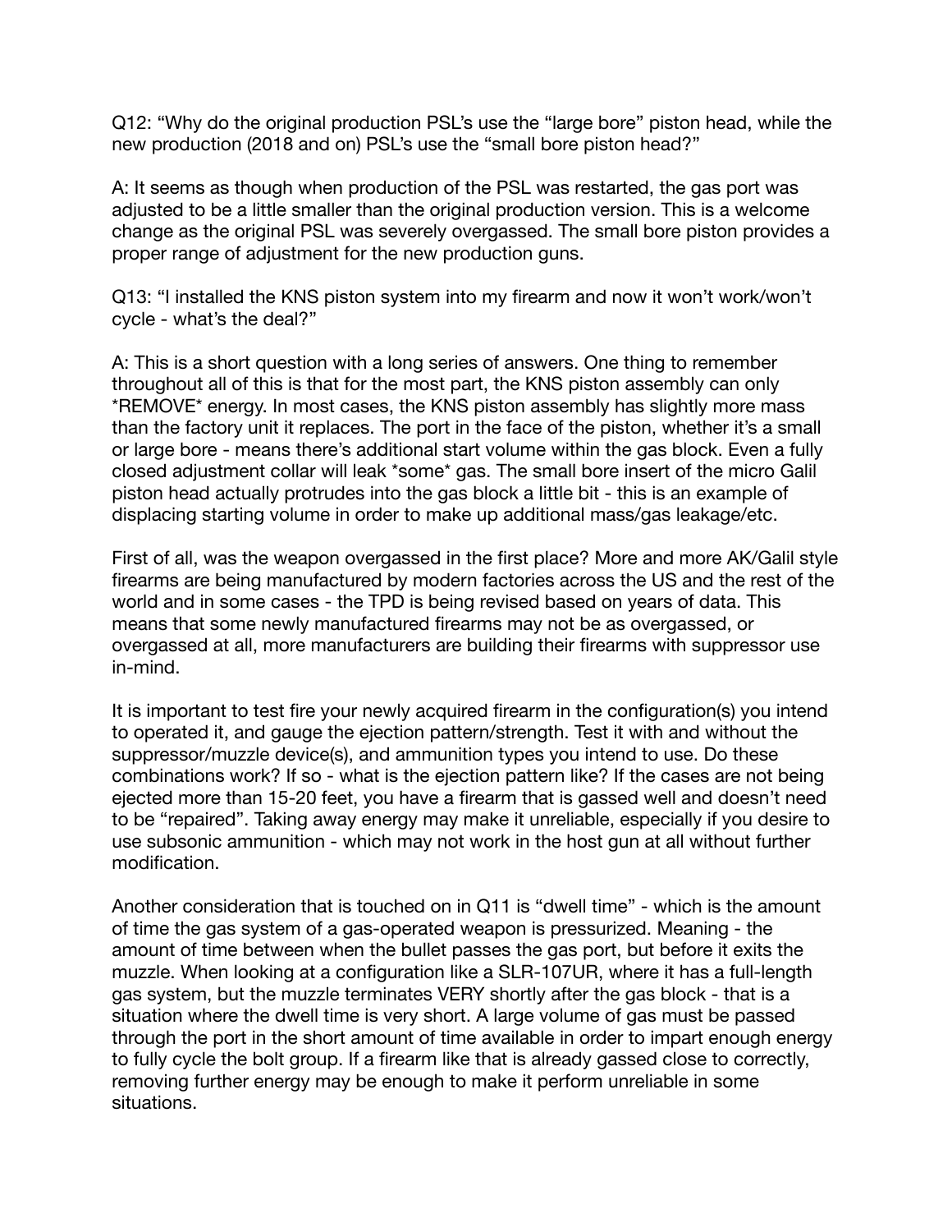Q12: "Why do the original production PSL's use the "large bore" piston head, while the new production (2018 and on) PSL's use the "small bore piston head?"

A: It seems as though when production of the PSL was restarted, the gas port was adjusted to be a little smaller than the original production version. This is a welcome change as the original PSL was severely overgassed. The small bore piston provides a proper range of adjustment for the new production guns.

Q13: "I installed the KNS piston system into my firearm and now it won't work/won't cycle - what's the deal?"

A: This is a short question with a long series of answers. One thing to remember throughout all of this is that for the most part, the KNS piston assembly can only *REMOVE* energy. In most cases, the KNS piston assembly has slightly more mass than the factory unit it replaces. The port in the face of the piston, whether it's a small or large bore - means there's additional start volume within the gas block. Even a fully closed adjustment collar will leak *some* gas. The small bore insert of the micro Galil piston head actually protrudes into the gas block a little bit - this is an example of displacing starting volume in order to make up additional mass/gas leakage/etc.

First of all, was the weapon overgassed in the first place? More and more AK/Galil style firearms are being manufactured by modern factories across the US and the rest of the world and in some cases - the TPD is being revised based on years of data. This means that some newly manufactured firearms may not be as overgassed, or overgassed at all, more manufacturers are building their firearms with suppressor use in-mind.

It is important to test fire your newly acquired firearm in the configuration(s) you intend to operated it, and gauge the ejection pattern/strength. Test it with and without the suppressor/muzzle device(s), and ammunition types you intend to use. Do these combinations work? If so - what is the ejection pattern like? If the cases are not being ejected more than 15-20 feet, you have a firearm that is gassed well and doesn't need to be "repaired". Taking away energy may make it unreliable, especially if you desire to use subsonic ammunition - which may not work in the host gun at all without further modification.

Another consideration that is touched on in Q11 is "dwell time" - which is the amount of time the gas system of a gas-operated weapon is pressurized. Meaning - the amount of time between when the bullet passes the gas port, but before it exits the muzzle. When looking at a configuration like a SLR-107UR, where it has a full-length gas system, but the muzzle terminates VERY shortly after the gas block - that is a situation where the dwell time is very short. A large volume of gas must be passed through the port in the short amount of time available in order to impart enough energy to fully cycle the bolt group. If a firearm like that is already gassed close to correctly, removing further energy may be enough to make it perform unreliable in some situations.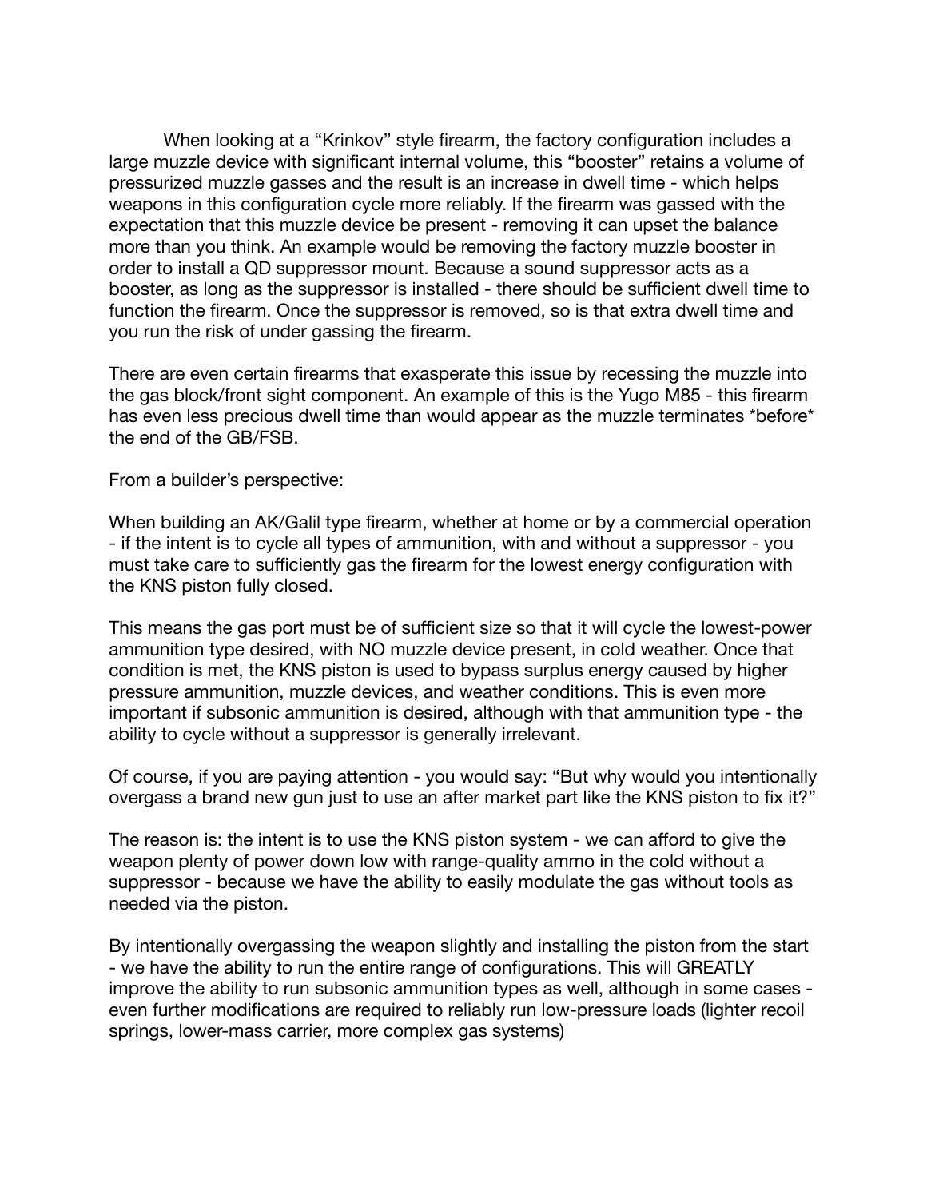When looking at a “Krinkov” style firearm, the factory configuration includes a large muzzle device with significant internal volume, this “booster” retains a volume of pressurized muzzle gasses and the result is an increase in dwell time - which helps weapons in this configuration cycle more reliably. If the firearm was gassed with the expectation that this muzzle device be present - removing it can upset the balance more than you think. An example would be removing the factory muzzle booster in order to install a QD suppressor mount. Because a sound suppressor acts as a booster, as long as the suppressor is installed - there should be sufficient dwell time to function the firearm. Once the suppressor is removed, so is that extra dwell time and you run the risk of under gassing the firearm.

There are even certain firearms that exasperate this issue by recessing the muzzle into the gas block/front sight component. An example of this is the Yugo M85 - this firearm has even less precious dwell time than would appear as the muzzle terminates *before* the end of the GB/FSB.

<u>From a builder’s perspective:</u>

When building an AK/Galil type firearm, whether at home or by a commercial operation - if the intent is to cycle all types of ammunition, with and without a suppressor - you must take care to sufficiently gas the firearm for the lowest energy configuration with the KNS piston fully closed.

This means the gas port must be of sufficient size so that it will cycle the lowest-power ammunition type desired, with NO muzzle device present, in cold weather. Once that condition is met, the KNS piston is used to bypass surplus energy caused by higher pressure ammunition, muzzle devices, and weather conditions. This is even more important if subsonic ammunition is desired, although with that ammunition type - the ability to cycle without a suppressor is generally irrelevant.

Of course, if you are paying attention - you would say: “But why would you intentionally overgass a brand new gun just to use an after market part like the KNS piston to fix it?”

The reason is: the intent is to use the KNS piston system - we can afford to give the weapon plenty of power down low with range-quality ammo in the cold without a suppressor - because we have the ability to easily modulate the gas without tools as needed via the piston.

By intentionally overgassing the weapon slightly and installing the piston from the start - we have the ability to run the entire range of configurations. This will GREATLY improve the ability to run subsonic ammunition types as well, although in some cases - even further modifications are required to reliably run low-pressure loads (lighter recoil springs, lower-mass carrier, more complex gas systems)